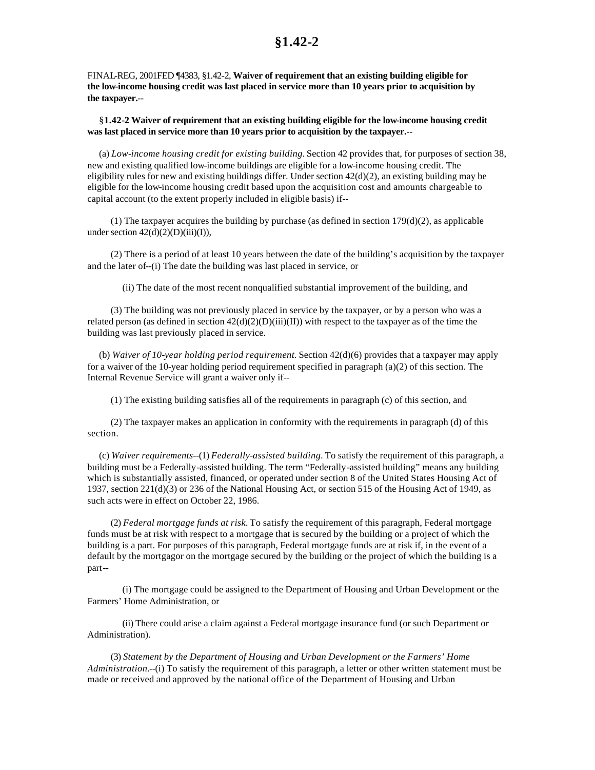# §1.42-2

FINAL-REG, 2001FED ¶4383, §1.42-2, **Waiver of requirement that an existing building eligible for the low-income housing credit was last placed in service more than 10 years prior to acquisition by the taxpayer.--**

§**1.42-2 Waiver of requirement that an existing building eligible for the low-income housing credit was last placed in service more than 10 years prior to acquisition by the taxpayer.--**

(a) *Low-income housing credit for existing building*. Section 42 provides that, for purposes of section 38, new and existing qualified low-income buildings are eligible for a low-income housing credit. The eligibility rules for new and existing buildings differ. Under section 42(d)(2), an existing building may be eligible for the low-income housing credit based upon the acquisition cost and amounts chargeable to capital account (to the extent properly included in eligible basis) if--

(1) The taxpayer acquires the building by purchase (as defined in section 179(d)(2), as applicable under section 42(d)(2)(D)(iii)(I)),

(2) There is a period of at least 10 years between the date of the building's acquisition by the taxpayer and the later of--(i) The date the building was last placed in service, or

(ii) The date of the most recent nonqualified substantial improvement of the building, and

(3) The building was not previously placed in service by the taxpayer, or by a person who was a related person (as defined in section 42(d)(2)(D)(iii)(II)) with respect to the taxpayer as of the time the building was last previously placed in service.

(b) *Waiver of 10-year holding period requirement*. Section 42(d)(6) provides that a taxpayer may apply for a waiver of the 10-year holding period requirement specified in paragraph (a)(2) of this section. The Internal Revenue Service will grant a waiver only if--

(1) The existing building satisfies all of the requirements in paragraph (c) of this section, and

(2) The taxpayer makes an application in conformity with the requirements in paragraph (d) of this section.

(c) *Waiver requirements*--(1) *Federally-assisted building*. To satisfy the requirement of this paragraph, a building must be a Federally-assisted building. The term "Federally-assisted building" means any building which is substantially assisted, financed, or operated under section 8 of the United States Housing Act of 1937, section 221(d)(3) or 236 of the National Housing Act, or section 515 of the Housing Act of 1949, as such acts were in effect on October 22, 1986.

(2) *Federal mortgage funds at risk*. To satisfy the requirement of this paragraph, Federal mortgage funds must be at risk with respect to a mortgage that is secured by the building or a project of which the building is a part. For purposes of this paragraph, Federal mortgage funds are at risk if, in the event of a default by the mortgagor on the mortgage secured by the building or the project of which the building is a part--

(i) The mortgage could be assigned to the Department of Housing and Urban Development or the Farmers' Home Administration, or

(ii) There could arise a claim against a Federal mortgage insurance fund (or such Department or Administration).

(3) *Statement by the Department of Housing and Urban Development or the Farmers' Home Administration*.--(i) To satisfy the requirement of this paragraph, a letter or other written statement must be made or received and approved by the national office of the Department of Housing and Urban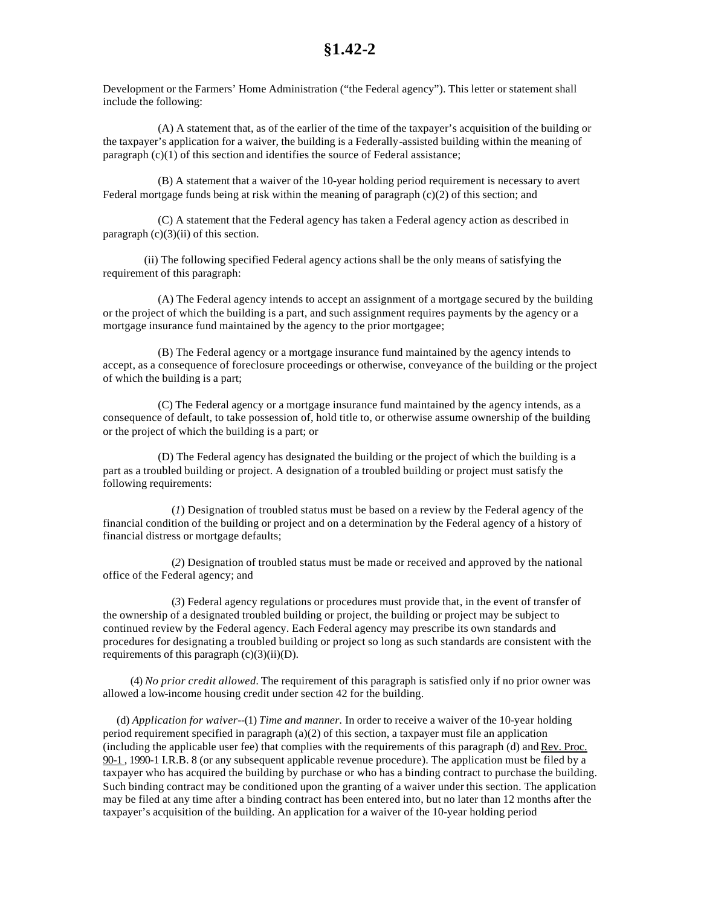Development or the Farmers' Home Administration ("the Federal agency"). This letter or statement shall include the following:

(A) A statement that, as of the earlier of the time of the taxpayer's acquisition of the building or the taxpayer's application for a waiver, the building is a Federally-assisted building within the meaning of paragraph (c)(1) of this section and identifies the source of Federal assistance;

(B) A statement that a waiver of the 10-year holding period requirement is necessary to avert Federal mortgage funds being at risk within the meaning of paragraph (c)(2) of this section; and

(C) A statement that the Federal agency has taken a Federal agency action as described in paragraph (c)(3)(ii) of this section.

(ii) The following specified Federal agency actions shall be the only means of satisfying the requirement of this paragraph:

(A) The Federal agency intends to accept an assignment of a mortgage secured by the building or the project of which the building is a part, and such assignment requires payments by the agency or a mortgage insurance fund maintained by the agency to the prior mortgagee;

(B) The Federal agency or a mortgage insurance fund maintained by the agency intends to accept, as a consequence of foreclosure proceedings or otherwise, conveyance of the building or the project of which the building is a part;

(C) The Federal agency or a mortgage insurance fund maintained by the agency intends, as a consequence of default, to take possession of, hold title to, or otherwise assume ownership of the building or the project of which the building is a part; or

(D) The Federal agency has designated the building or the project of which the building is a part as a troubled building or project. A designation of a troubled building or project must satisfy the following requirements:

(*1*) Designation of troubled status must be based on a review by the Federal agency of the financial condition of the building or project and on a determination by the Federal agency of a history of financial distress or mortgage defaults;

(*2*) Designation of troubled status must be made or received and approved by the national office of the Federal agency; and

(*3*) Federal agency regulations or procedures must provide that, in the event of transfer of the ownership of a designated troubled building or project, the building or project may be subject to continued review by the Federal agency. Each Federal agency may prescribe its own standards and procedures for designating a troubled building or project so long as such standards are consistent with the requirements of this paragraph (c)(3)(ii)(D).

(4) *No prior credit allowed*. The requirement of this paragraph is satisfied only if no prior owner was allowed a low-income housing credit under section 42 for the building.

(d) *Application for waiver*--(1) *Time and manner*. In order to receive a waiver of the 10-year holding period requirement specified in paragraph (a)(2) of this section, a taxpayer must file an application (including the applicable user fee) that complies with the requirements of this paragraph (d) and Rev. Proc. 90-1, 1990-1 I.R.B. 8 (or any subsequent applicable revenue procedure). The application must be filed by a taxpayer who has acquired the building by purchase or who has a binding contract to purchase the building. Such binding contract may be conditioned upon the granting of a waiver under this section. The application may be filed at any time after a binding contract has been entered into, but no later than 12 months after the taxpayer's acquisition of the building. An application for a waiver of the 10-year holding period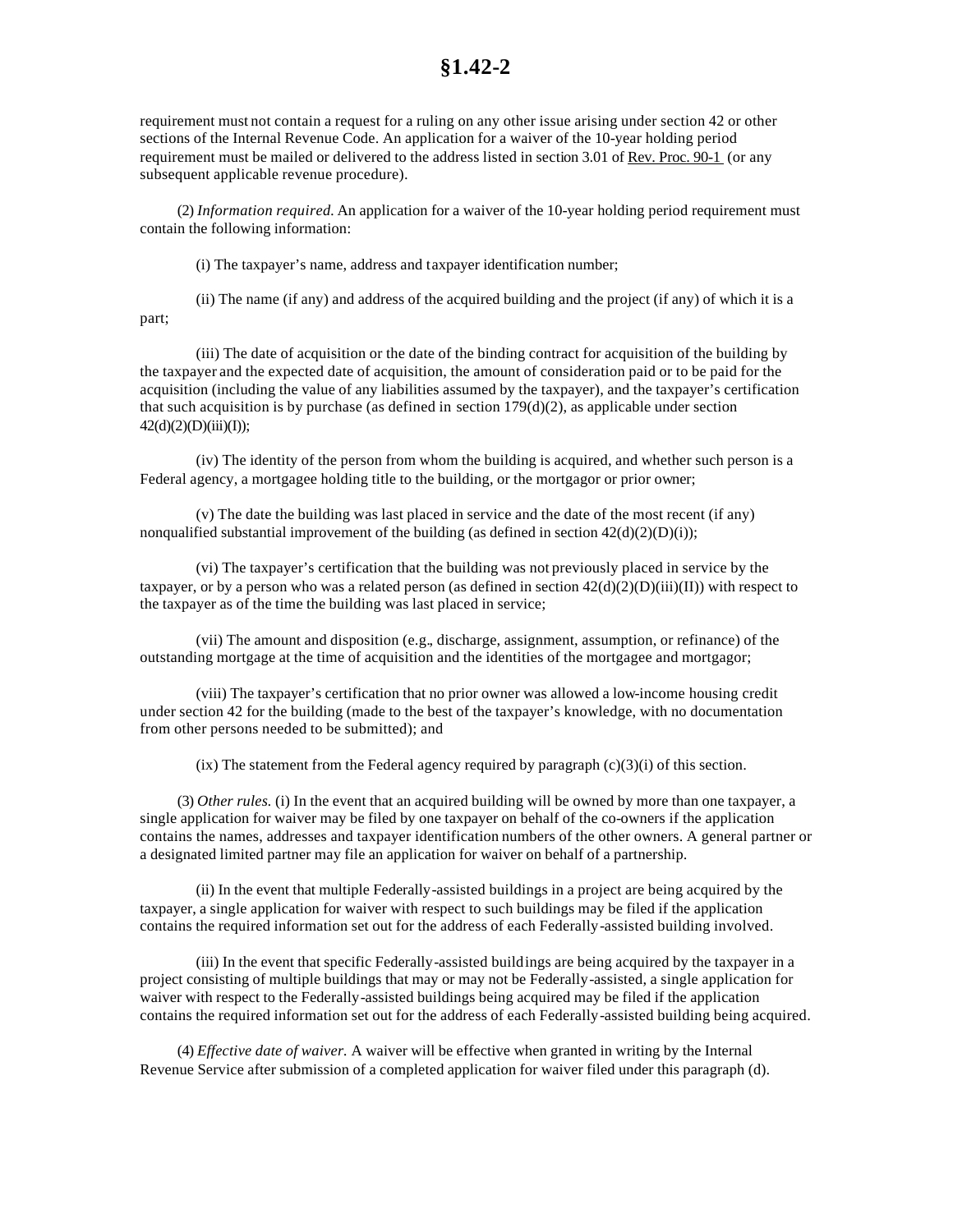requirement must not contain a request for a ruling on any other issue arising under section 42 or other sections of the Internal Revenue Code. An application for a waiver of the 10-year holding period requirement must be mailed or delivered to the address listed in section 3.01 of Rev. Proc. 90-1 (or any subsequent applicable revenue procedure).

(2) *Information required.* An application for a waiver of the 10-year holding period requirement must contain the following information:

(i) The taxpayer's name, address and taxpayer identification number;

(ii) The name (if any) and address of the acquired building and the project (if any) of which it is a part;

(iii) The date of acquisition or the date of the binding contract for acquisition of the building by the taxpayer and the expected date of acquisition, the amount of consideration paid or to be paid for the acquisition (including the value of any liabilities assumed by the taxpayer), and the taxpayer's certification that such acquisition is by purchase (as defined in section 179(d)(2), as applicable under section 42(d)(2)(D)(iii)(I));

(iv) The identity of the person from whom the building is acquired, and whether such person is a Federal agency, a mortgagee holding title to the building, or the mortgagor or prior owner;

(v) The date the building was last placed in service and the date of the most recent (if any) nonqualified substantial improvement of the building (as defined in section 42(d)(2)(D)(i));

(vi) The taxpayer's certification that the building was not previously placed in service by the taxpayer, or by a person who was a related person (as defined in section 42(d)(2)(D)(iii)(II)) with respect to the taxpayer as of the time the building was last placed in service;

(vii) The amount and disposition (e.g., discharge, assignment, assumption, or refinance) of the outstanding mortgage at the time of acquisition and the identities of the mortgagee and mortgagor;

(viii) The taxpayer's certification that no prior owner was allowed a low-income housing credit under section 42 for the building (made to the best of the taxpayer's knowledge, with no documentation from other persons needed to be submitted); and

(ix) The statement from the Federal agency required by paragraph (c)(3)(i) of this section.

(3) *Other rules.* (i) In the event that an acquired building will be owned by more than one taxpayer, a single application for waiver may be filed by one taxpayer on behalf of the co-owners if the application contains the names, addresses and taxpayer identification numbers of the other owners. A general partner or a designated limited partner may file an application for waiver on behalf of a partnership.

(ii) In the event that multiple Federally-assisted buildings in a project are being acquired by the taxpayer, a single application for waiver with respect to such buildings may be filed if the application contains the required information set out for the address of each Federally-assisted building involved.

(iii) In the event that specific Federally-assisted buildings are being acquired by the taxpayer in a project consisting of multiple buildings that may or may not be Federally-assisted, a single application for waiver with respect to the Federally-assisted buildings being acquired may be filed if the application contains the required information set out for the address of each Federally-assisted building being acquired.

(4) *Effective date of waiver.* A waiver will be effective when granted in writing by the Internal Revenue Service after submission of a completed application for waiver filed under this paragraph (d).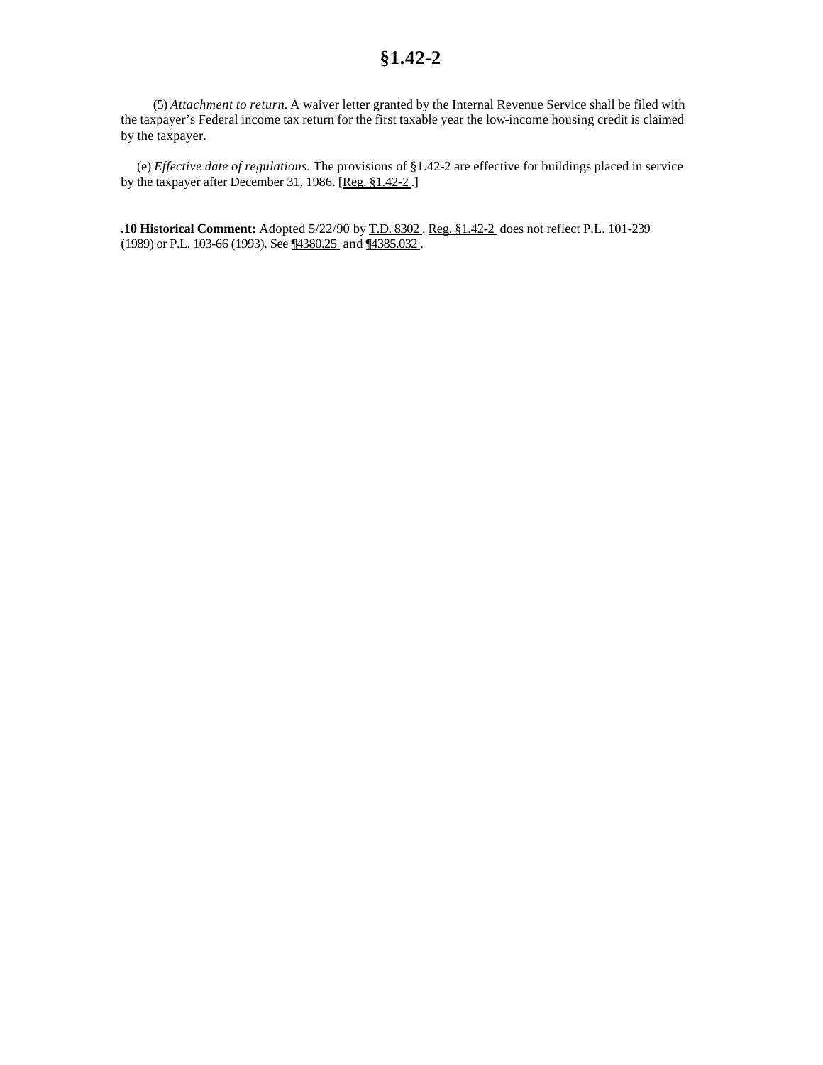(5) *Attachment to return.* A waiver letter granted by the Internal Revenue Service shall be filed with the taxpayer's Federal income tax return for the first taxable year the low-income housing credit is claimed by the taxpayer.

(e) *Effective date of regulations.* The provisions of §1.42-2 are effective for buildings placed in service by the taxpayer after December 31, 1986. [Reg. §1.42-2 .]

**.10 Historical Comment:** Adopted 5/22/90 by T.D. 8302 . Reg. §1.42-2 does not reflect P.L. 101-239 (1989) or P.L. 103-66 (1993). See ¶4380.25 and ¶4385.032 .